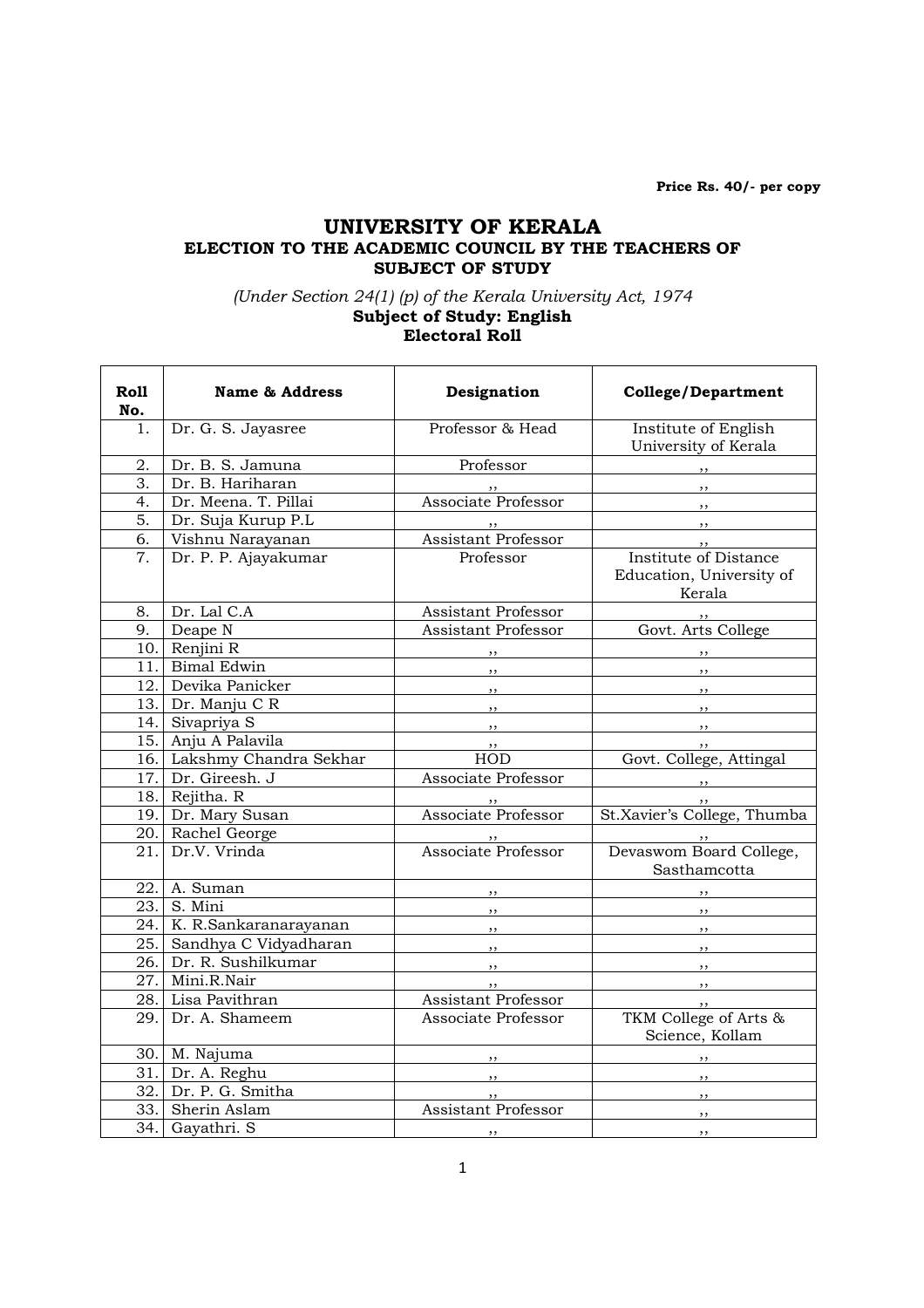**Price Rs. 40/- per copy**

# UNIVERSITY OF KERALA

## ELECTION TO THE ACADEMIC COUNCIL BY THE TEACHERS OF SUBJECT OF STUDY

*(Under Section 24(1) (p) of the Kerala University Act, 1974*

**Subject of Study: English**

**Electoral Roll**

| Roll No. | Name & Address | Designation | College/Department |
|---|---|---|---|
| 1. | Dr. G. S. Jayasree | Professor & Head | Institute of English University of Kerala |
| 2. | Dr. B. S. Jamuna | Professor | ,, |
| 3. | Dr. B. Hariharan | ,, | ,, |
| 4. | Dr. Meena. T. Pillai | Associate Professor | ,, |
| 5. | Dr. Suja Kurup P.L | ,, | ,, |
| 6. | Vishnu Narayanan | Assistant Professor | ,, |
| 7. | Dr. P. P. Ajayakumar | Professor | Institute of Distance Education, University of Kerala |
| 8. | Dr. Lal C.A | Assistant Professor | ,, |
| 9. | Deape N | Assistant Professor | Govt. Arts College |
| 10. | Renjini R | ,, | ,, |
| 11. | Bimal Edwin | ,, | ,, |
| 12. | Devika Panicker | ,, | ,, |
| 13. | Dr. Manju C R | ,, | ,, |
| 14. | Sivapriya S | ,, | ,, |
| 15. | Anju A Palavila | ,, | ,, |
| 16. | Lakshmy Chandra Sekhar | HOD | Govt. College, Attingal |
| 17. | Dr. Gireesh. J | Associate Professor | ,, |
| 18. | Rejitha. R | ,, | ,, |
| 19. | Dr. Mary Susan | Associate Professor | St.Xavier's College, Thumba |
| 20. | Rachel George | ,, | ,, |
| 21. | Dr.V. Vrinda | Associate Professor | Devaswom Board College, Sasthamcotta |
| 22. | A. Suman | ,, | ,, |
| 23. | S. Mini | ,, | ,, |
| 24. | K. R.Sankaranarayanan | ,, | ,, |
| 25. | Sandhya C Vidyadharan | ,, | ,, |
| 26. | Dr. R. Sushilkumar | ,, | ,, |
| 27. | Mini.R.Nair | ,, | ,, |
| 28. | Lisa Pavithran | Assistant Professor | ,, |
| 29. | Dr. A. Shameem | Associate Professor | TKM College of Arts & Science, Kollam |
| 30. | M. Najuma | ,, | ,, |
| 31. | Dr. A. Reghu | ,, | ,, |
| 32. | Dr. P. G. Smitha | ,, | ,, |
| 33. | Sherin Aslam | Assistant Professor | ,, |
| 34. | Gayathri. S | ,, | ,, |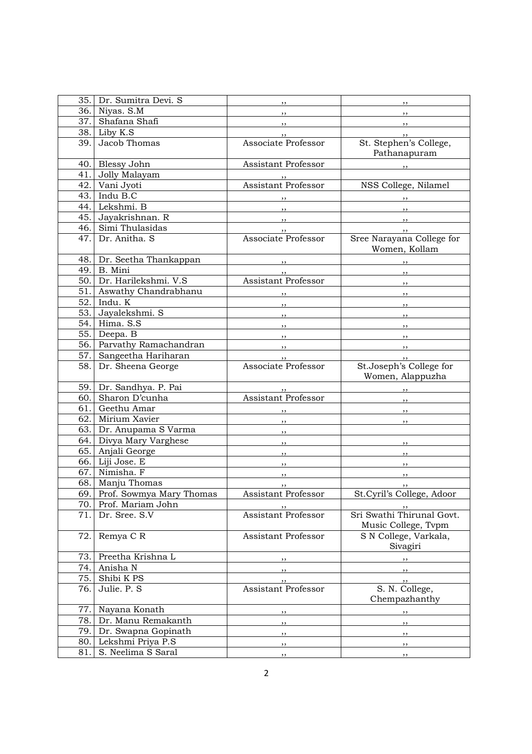| 35. | Dr. Sumitra Devi. S | ,, | ,, |
|---|---|---|---|
| 36. | Niyas. S.M | ,, | ,, |
| 37. | Shafana Shafi | ,, | ,, |
| 38. | Liby K.S | ,, | ,, |
| 39. | Jacob Thomas | Associate Professor | St. Stephen's College, Pathanapuram |
| 40. | Blessy John | Assistant Professor | ,, |
| 41. | Jolly Malayam | ,, | |
| 42. | Vani Jyoti | Assistant Professor | NSS College, Nilamel |
| 43. | Indu B.C | ,, | ,, |
| 44. | Lekshmi. B | ,, | ,, |
| 45. | Jayakrishnan. R | ,, | ,, |
| 46. | Simi Thulasidas | ,, | ,, |
| 47. | Dr. Anitha. S | Associate Professor | Sree Narayana College for Women, Kollam |
| 48. | Dr. Seetha Thankappan | ,, | ,, |
| 49. | B. Mini | ,, | ,, |
| 50. | Dr. Harilekshmi. V.S | Assistant Professor | ,, |
| 51. | Aswathy Chandrabhanu | ,, | ,, |
| 52. | Indu. K | ,, | ,, |
| 53. | Jayalekshmi. S | ,, | ,, |
| 54. | Hima. S.S | ,, | ,, |
| 55. | Deepa. B | ,, | ,, |
| 56. | Parvathy Ramachandran | ,, | ,, |
| 57. | Sangeetha Hariharan | ,, | ,, |
| 58. | Dr. Sheena George | Associate Professor | St.Joseph's College for Women, Alappuzha |
| 59. | Dr. Sandhya. P. Pai | ,, | ,, |
| 60. | Sharon D'cunha | Assistant Professor | ,, |
| 61. | Geethu Amar | ,, | ,, |
| 62. | Mirium Xavier | ,, | ,, |
| 63. | Dr. Anupama S Varma | ,, | |
| 64. | Divya Mary Varghese | ,, | ,, |
| 65. | Anjali George | ,, | ,, |
| 66. | Liji Jose. E | ,, | ,, |
| 67. | Nimisha. F | ,, | ,, |
| 68. | Manju Thomas | ,, | ,, |
| 69. | Prof. Sowmya Mary Thomas | Assistant Professor | St.Cyril's College, Adoor |
| 70. | Prof. Mariam John | ,, | ,, |
| 71. | Dr. Sree. S.V | Assistant Professor | Sri Swathi Thirunal Govt. Music College, Tvpm |
| 72. | Remya C R | Assistant Professor | S N College, Varkala, Sivagiri |
| 73. | Preetha Krishna L | ,, | ,, |
| 74. | Anisha N | ,, | ,, |
| 75. | Shibi K PS | ,, | ,, |
| 76. | Julie. P. S | Assistant Professor | S. N. College, Chempazhanthy |
| 77. | Nayana Konath | ,, | ,, |
| 78. | Dr. Manu Remakanth | ,, | ,, |
| 79. | Dr. Swapna Gopinath | ,, | ,, |
| 80. | Lekshmi Priya P.S | ,, | ,, |
| 81. | S. Neelima S Saral | ,, | ,, |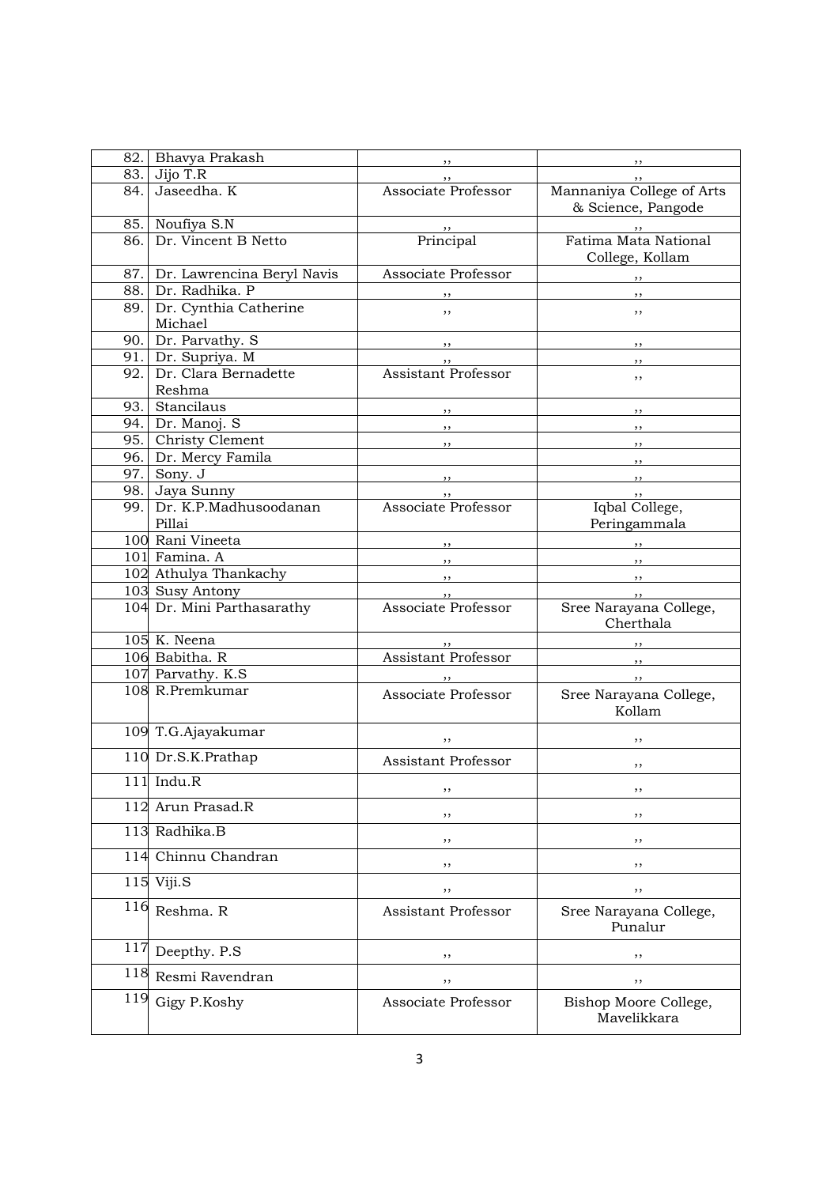| 82. | Bhavya Prakash | ,, | ,, |
|---|---|---|---|
| 83. | Jijo T.R | ,, | ,, |
| 84. | Jaseedha. K | Associate Professor | Mannaniya College of Arts & Science, Pangode |
| 85. | Noufiya S.N | ,, | ,, |
| 86. | Dr. Vincent B Netto | Principal | Fatima Mata National College, Kollam |
| 87. | Dr. Lawrencina Beryl Navis | Associate Professor | ,, |
| 88. | Dr. Radhika. P | ,, | ,, |
| 89. | Dr. Cynthia Catherine Michael | ,, | ,, |
| 90. | Dr. Parvathy. S | ,, | ,, |
| 91. | Dr. Supriya. M | ,, | ,, |
| 92. | Dr. Clara Bernadette Reshma | Assistant Professor | ,, |
| 93. | Stancilaus | ,, | ,, |
| 94. | Dr. Manoj. S | ,, | ,, |
| 95. | Christy Clement | ,, | ,, |
| 96. | Dr. Mercy Famila | | ,, |
| 97. | Sony. J | ,, | ,, |
| 98. | Jaya Sunny | ,, | ,, |
| 99. | Dr. K.P.Madhusoodanan Pillai | Associate Professor | Iqbal College, Peringammala |
| 100 | Rani Vineeta | ,, | ,, |
| 101 | Famina. A | ,, | ,, |
| 102 | Athulya Thankachy | ,, | ,, |
| 103 | Susy Antony | ,, | ,, |
| 104 | Dr. Mini Parthasarathy | Associate Professor | Sree Narayana College, Cherthala |
| 105 | K. Neena | ,, | ,, |
| 106 | Babitha. R | Assistant Professor | ,, |
| 107 | Parvathy. K.S | ,, | ,, |
| 108 | R.Premkumar | Associate Professor | Sree Narayana College, Kollam |
| 109 | T.G.Ajayakumar | ,, | ,, |
| 110 | Dr.S.K.Prathap | Assistant Professor | ,, |
| 111 | Indu.R | ,, | ,, |
| 112 | Arun Prasad.R | ,, | ,, |
| 113 | Radhika.B | ,, | ,, |
| 114 | Chinnu Chandran | ,, | ,, |
| 115 | Viji.S | ,, | ,, |
| 116 | Reshma. R | Assistant Professor | Sree Narayana College, Punalur |
| 117 | Deepthy. P.S | ,, | ,, |
| 118 | Resmi Ravendran | ,, | ,, |
| 119 | Gigy P.Koshy | Associate Professor | Bishop Moore College, Mavelikkara |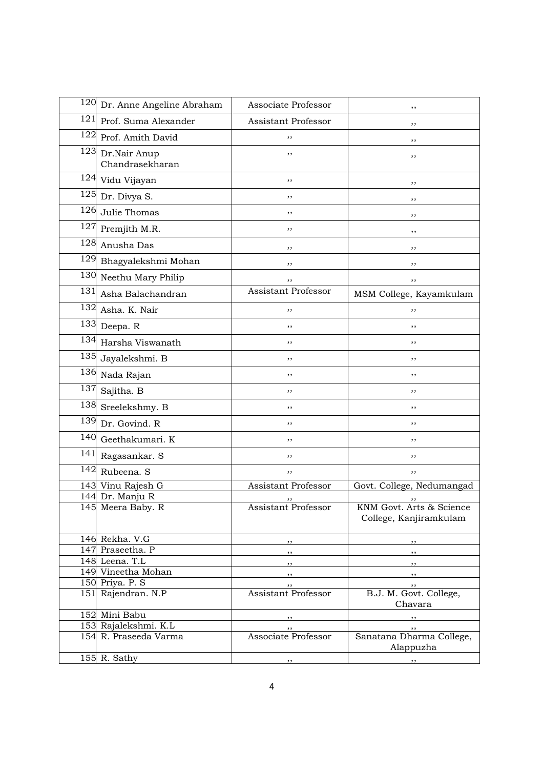| 120 | Dr. Anne Angeline Abraham | Associate Professor | ,, |
|---|---|---|---|
| 121 | Prof. Suma Alexander | Assistant Professor | ,, |
| 122 | Prof. Amith David | ,, | ,, |
| 123 | Dr.Nair Anup Chandrasekharan | ,, | ,, |
| 124 | Vidu Vijayan | ,, | ,, |
| 125 | Dr. Divya S. | ,, | ,, |
| 126 | Julie Thomas | ,, | ,, |
| 127 | Premjith M.R. | ,, | ,, |
| 128 | Anusha Das | ,, | ,, |
| 129 | Bhagyalekshmi Mohan | ,, | ,, |
| 130 | Neethu Mary Philip | ,, | ,, |
| 131 | Asha Balachandran | Assistant Professor | MSM College, Kayamkulam |
| 132 | Asha. K. Nair | ,, | ,, |
| 133 | Deepa. R | ,, | ,, |
| 134 | Harsha Viswanath | ,, | ,, |
| 135 | Jayalekshmi. B | ,, | ,, |
| 136 | Nada Rajan | ,, | ,, |
| 137 | Sajitha. B | ,, | ,, |
| 138 | Sreelekshmy. B | ,, | ,, |
| 139 | Dr. Govind. R | ,, | ,, |
| 140 | Geethakumari. K | ,, | ,, |
| 141 | Ragasankar. S | ,, | ,, |
| 142 | Rubeena. S | ,, | ,, |
| 143 | Vinu Rajesh G | Assistant Professor | Govt. College, Nedumangad |
| 144 | Dr. Manju R | ,, | ,, |
| 145 | Meera Baby. R | Assistant Professor | KNM Govt. Arts & Science College, Kanjiramkulam |
| 146 | Rekha. V.G | ,, | ,, |
| 147 | Praseetha. P | ,, | ,, |
| 148 | Leena. T.L | ,, | ,, |
| 149 | Vineetha Mohan | ,, | ,, |
| 150 | Priya. P. S | ,, | ,, |
| 151 | Rajendran. N.P | Assistant Professor | B.J. M. Govt. College, Chavara |
| 152 | Mini Babu | ,, | ,, |
| 153 | Rajalekshmi. K.L | ,, | ,, |
| 154 | R. Praseeda Varma | Associate Professor | Sanatana Dharma College, Alappuzha |
| 155 | R. Sathy | ,, | ,, |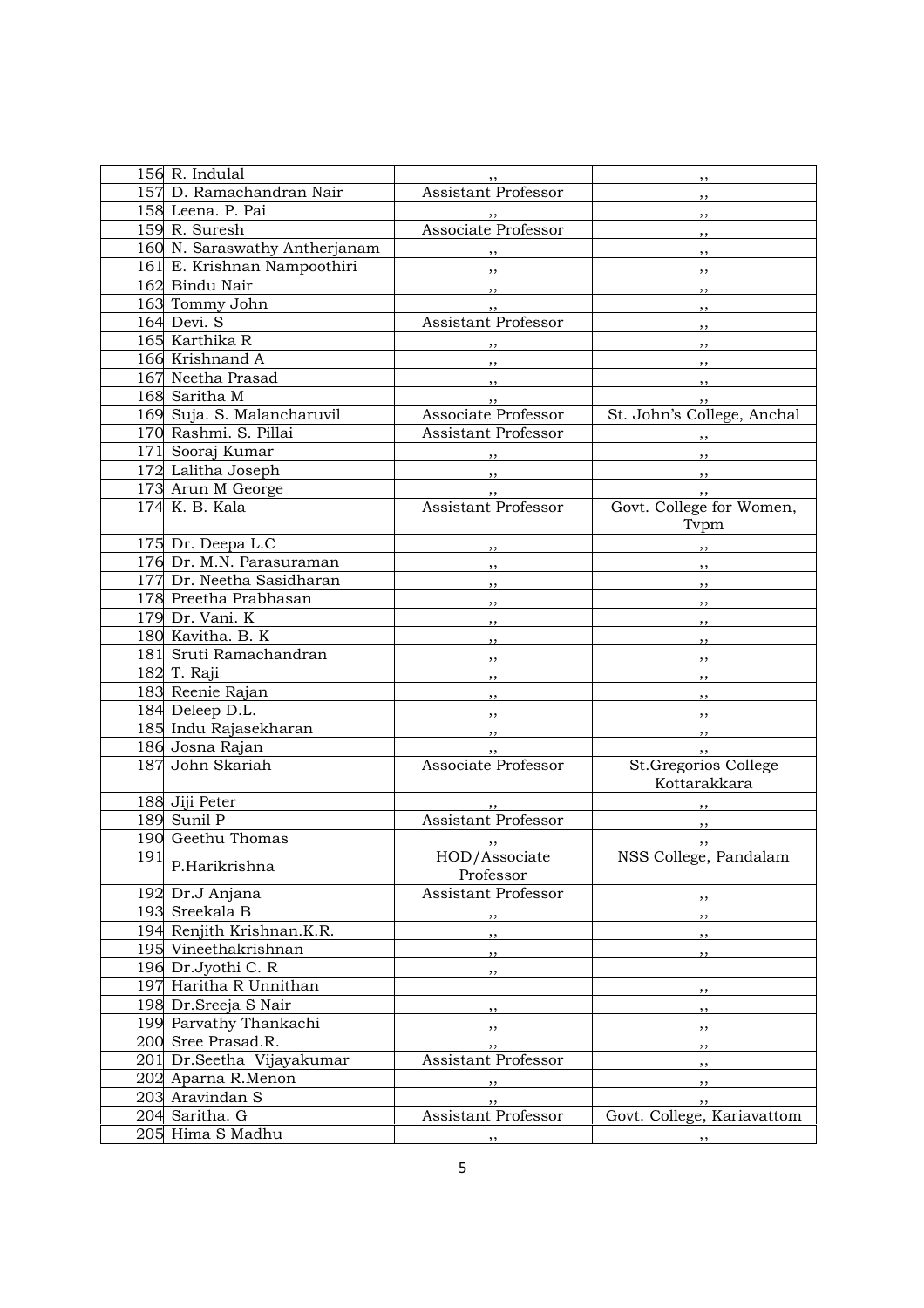| | | | |
|---|---|---|---|
| 156 | R. Indulal | ,, | ,, |
| 157 | D. Ramachandran Nair | Assistant Professor | ,, |
| 158 | Leena. P. Pai | ,, | ,, |
| 159 | R. Suresh | Associate Professor | ,, |
| 160 | N. Saraswathy Antherjanam | ,, | ,, |
| 161 | E. Krishnan Nampoothiri | ,, | ,, |
| 162 | Bindu Nair | ,, | ,, |
| 163 | Tommy John | ,, | ,, |
| 164 | Devi. S | Assistant Professor | ,, |
| 165 | Karthika R | ,, | ,, |
| 166 | Krishnand A | ,, | ,, |
| 167 | Neetha Prasad | ,, | ,, |
| 168 | Saritha M | ,, | ,, |
| 169 | Suja. S. Malancharuvil | Associate Professor | St. John's College, Anchal |
| 170 | Rashmi. S. Pillai | Assistant Professor | ,, |
| 171 | Sooraj Kumar | ,, | ,, |
| 172 | Lalitha Joseph | ,, | ,, |
| 173 | Arun M George | ,, | ,, |
| 174 | K. B. Kala | Assistant Professor | Govt. College for Women, Tvpm |
| 175 | Dr. Deepa L.C | ,, | ,, |
| 176 | Dr. M.N. Parasuraman | ,, | ,, |
| 177 | Dr. Neetha Sasidharan | ,, | ,, |
| 178 | Preetha Prabhasan | ,, | ,, |
| 179 | Dr. Vani. K | ,, | ,, |
| 180 | Kavitha. B. K | ,, | ,, |
| 181 | Sruti Ramachandran | ,, | ,, |
| 182 | T. Raji | ,, | ,, |
| 183 | Reenie Rajan | ,, | ,, |
| 184 | Deleep D.L. | ,, | ,, |
| 185 | Indu Rajasekharan | ,, | ,, |
| 186 | Josna Rajan | ,, | ,, |
| 187 | John Skariah | Associate Professor | St.Gregorios College Kottarakkara |
| 188 | Jiji Peter | ,, | ,, |
| 189 | Sunil P | Assistant Professor | ,, |
| 190 | Geethu Thomas | ,, | ,, |
| 191 | P.Harikrishna | HOD/Associate Professor | NSS College, Pandalam |
| 192 | Dr.J Anjana | Assistant Professor | ,, |
| 193 | Sreekala B | ,, | ,, |
| 194 | Renjith Krishnan.K.R. | ,, | ,, |
| 195 | Vineethakrishnan | ,, | ,, |
| 196 | Dr.Jyothi C. R | ,, | |
| 197 | Haritha R Unnithan | | ,, |
| 198 | Dr.Sreeja S Nair | ,, | ,, |
| 199 | Parvathy Thankachi | ,, | ,, |
| 200 | Sree Prasad.R. | ,, | ,, |
| 201 | Dr.Seetha Vijayakumar | Assistant Professor | ,, |
| 202 | Aparna R.Menon | ,, | ,, |
| 203 | Aravindan S | ,, | ,, |
| 204 | Saritha. G | Assistant Professor | Govt. College, Kariavattom |
| 205 | Hima S Madhu | ,, | ,, |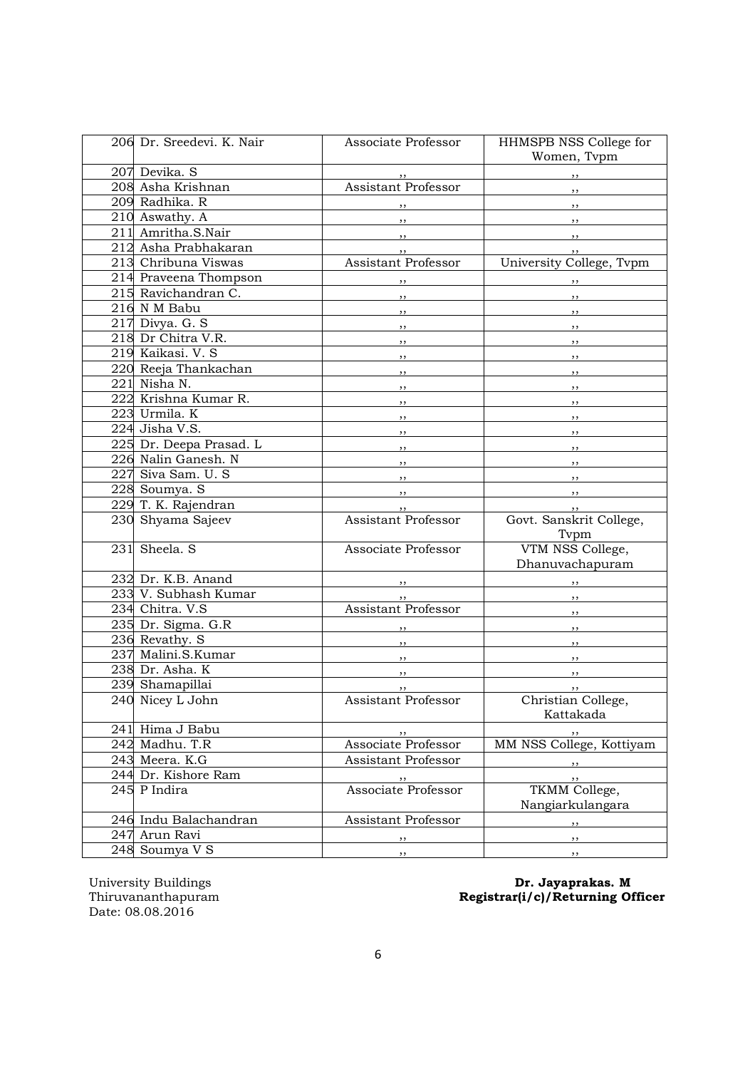| | | | |
|---|---|---|---|
| 206 | Dr. Sreedevi. K. Nair | Associate Professor | HHMSPB NSS College for Women, Tvpm |
| 207 | Devika. S | ,, | ,, |
| 208 | Asha Krishnan | Assistant Professor | ,, |
| 209 | Radhika. R | ,, | ,, |
| 210 | Aswathy. A | ,, | ,, |
| 211 | Amritha.S.Nair | ,, | ,, |
| 212 | Asha Prabhakaran | ,, | ,, |
| 213 | Chribuna Viswas | Assistant Professor | University College, Tvpm |
| 214 | Praveena Thompson | ,, | ,, |
| 215 | Ravichandran C. | ,, | ,, |
| 216 | N M Babu | ,, | ,, |
| 217 | Divya. G. S | ,, | ,, |
| 218 | Dr Chitra V.R. | ,, | ,, |
| 219 | Kaikasi. V. S | ,, | ,, |
| 220 | Reeja Thankachan | ,, | ,, |
| 221 | Nisha N. | ,, | ,, |
| 222 | Krishna Kumar R. | ,, | ,, |
| 223 | Urmila. K | ,, | ,, |
| 224 | Jisha V.S. | ,, | ,, |
| 225 | Dr. Deepa Prasad. L | ,, | ,, |
| 226 | Nalin Ganesh. N | ,, | ,, |
| 227 | Siva Sam. U. S | ,, | ,, |
| 228 | Soumya. S | ,, | ,, |
| 229 | T. K. Rajendran | ,, | ,, |
| 230 | Shyama Sajeev | Assistant Professor | Govt. Sanskrit College, Tvpm |
| 231 | Sheela. S | Associate Professor | VTM NSS College, Dhanuvachapuram |
| 232 | Dr. K.B. Anand | ,, | ,, |
| 233 | V. Subhash Kumar | ,, | ,, |
| 234 | Chitra. V.S | Assistant Professor | ,, |
| 235 | Dr. Sigma. G.R | ,, | ,, |
| 236 | Revathy. S | ,, | ,, |
| 237 | Malini.S.Kumar | ,, | ,, |
| 238 | Dr. Asha. K | ,, | ,, |
| 239 | Shamapillai | ,, | ,, |
| 240 | Nicey L John | Assistant Professor | Christian College, Kattakada |
| 241 | Hima J Babu | ,, | ,, |
| 242 | Madhu. T.R | Associate Professor | MM NSS College, Kottiyam |
| 243 | Meera. K.G | Assistant Professor | ,, |
| 244 | Dr. Kishore Ram | ,, | ,, |
| 245 | P Indira | Associate Professor | TKMM College, Nangiarkulangara |
| 246 | Indu Balachandran | Assistant Professor | ,, |
| 247 | Arun Ravi | ,, | ,, |
| 248 | Soumya V S | ,, | ,, |

University Buildings
Thiruvananthapuram
Date: 08.08.2016

**Dr. Jayaprakas. M**
**Registrar(i/c)/Returning Officer**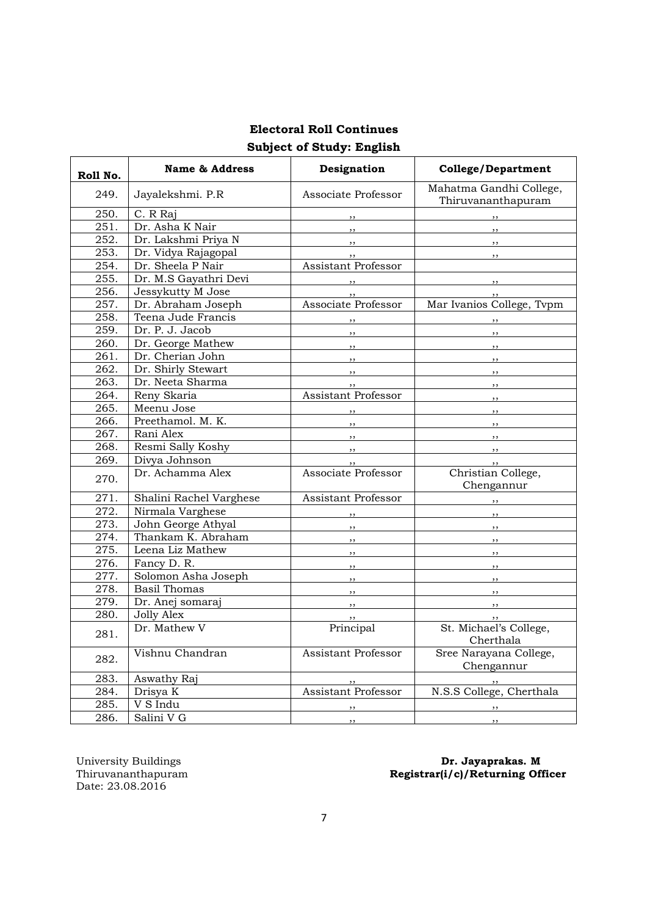**Electoral Roll Continues**

**Subject of Study: English**

| Roll No. | Name & Address | Designation | College/Department |
|---|---|---|---|
| 249. | Jayalekshmi. P.R | Associate Professor | Mahatma Gandhi College, Thiruvananthapuram |
| 250. | C. R Raj | ,, | ,, |
| 251. | Dr. Asha K Nair | ,, | ,, |
| 252. | Dr. Lakshmi Priya N | ,, | ,, |
| 253. | Dr. Vidya Rajagopal | ,, | ,, |
| 254. | Dr. Sheela P Nair | Assistant Professor | |
| 255. | Dr. M.S Gayathri Devi | ,, | ,, |
| 256. | Jessykutty M Jose | ,, | ,, |
| 257. | Dr. Abraham Joseph | Associate Professor | Mar Ivanios College, Tvpm |
| 258. | Teena Jude Francis | ,, | ,, |
| 259. | Dr. P. J. Jacob | ,, | ,, |
| 260. | Dr. George Mathew | ,, | ,, |
| 261. | Dr. Cherian John | ,, | ,, |
| 262. | Dr. Shirly Stewart | ,, | ,, |
| 263. | Dr. Neeta Sharma | ,, | ,, |
| 264. | Reny Skaria | Assistant Professor | ,, |
| 265. | Meenu Jose | ,, | ,, |
| 266. | Preethamol. M. K. | ,, | ,, |
| 267. | Rani Alex | ,, | ,, |
| 268. | Resmi Sally Koshy | ,, | ,, |
| 269. | Divya Johnson | ,, | ,, |
| 270. | Dr. Achamma Alex | Associate Professor | Christian College, Chengannur |
| 271. | Shalini Rachel Varghese | Assistant Professor | ,, |
| 272. | Nirmala Varghese | ,, | ,, |
| 273. | John George Athyal | ,, | ,, |
| 274. | Thankam K. Abraham | ,, | ,, |
| 275. | Leena Liz Mathew | ,, | ,, |
| 276. | Fancy D. R. | ,, | ,, |
| 277. | Solomon Asha Joseph | ,, | ,, |
| 278. | Basil Thomas | ,, | ,, |
| 279. | Dr. Anej somaraj | ,, | ,, |
| 280. | Jolly Alex | ,, | ,, |
| 281. | Dr. Mathew V | Principal | St. Michael's College, Cherthala |
| 282. | Vishnu Chandran | Assistant Professor | Sree Narayana College, Chengannur |
| 283. | Aswathy Raj | ,, | ,, |
| 284. | Drisya K | Assistant Professor | N.S.S College, Cherthala |
| 285. | V S Indu | ,, | ,, |
| 286. | Salini V G | ,, | ,, |

University Buildings
Thiruvananthapuram
Date: 23.08.2016

**Dr. Jayaprakas. M**
**Registrar(i/c)/Returning Officer**